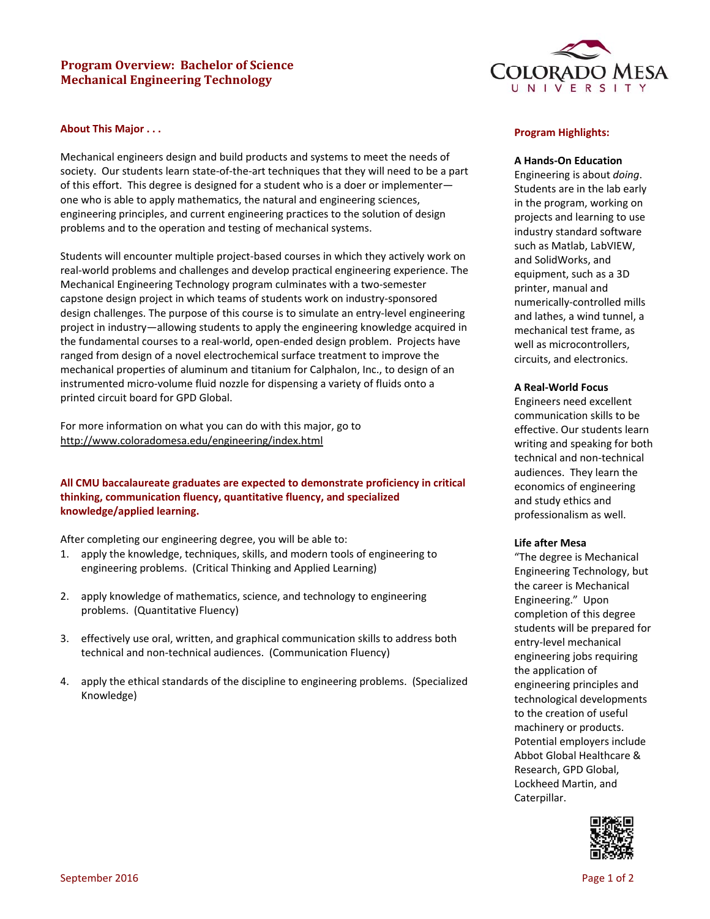# Program Overview: Bachelor of Science
# Mechanical Engineering Technology

## About This Major . . .

Mechanical engineers design and build products and systems to meet the needs of society. Our students learn state-of-the-art techniques that they will need to be a part of this effort. This degree is designed for a student who is a doer or implementer—one who is able to apply mathematics, the natural and engineering sciences, engineering principles, and current engineering practices to the solution of design problems and to the operation and testing of mechanical systems.

Students will encounter multiple project-based courses in which they actively work on real-world problems and challenges and develop practical engineering experience. The Mechanical Engineering Technology program culminates with a two-semester capstone design project in which teams of students work on industry-sponsored design challenges. The purpose of this course is to simulate an entry-level engineering project in industry—allowing students to apply the engineering knowledge acquired in the fundamental courses to a real-world, open-ended design problem. Projects have ranged from design of a novel electrochemical surface treatment to improve the mechanical properties of aluminum and titanium for Calphalon, Inc., to design of an instrumented micro-volume fluid nozzle for dispensing a variety of fluids onto a printed circuit board for GPD Global.

For more information on what you can do with this major, go to http://www.coloradomesa.edu/engineering/index.html

**All CMU baccalaureate graduates are expected to demonstrate proficiency in critical thinking, communication fluency, quantitative fluency, and specialized knowledge/applied learning.**

After completing our engineering degree, you will be able to:

1. apply the knowledge, techniques, skills, and modern tools of engineering to engineering problems. (Critical Thinking and Applied Learning)
2. apply knowledge of mathematics, science, and technology to engineering problems. (Quantitative Fluency)
3. effectively use oral, written, and graphical communication skills to address both technical and non-technical audiences. (Communication Fluency)
4. apply the ethical standards of the discipline to engineering problems. (Specialized Knowledge)

## Program Highlights:

**A Hands-On Education**

Engineering is about *doing*. Students are in the lab early in the program, working on projects and learning to use industry standard software such as Matlab, LabVIEW, and SolidWorks, and equipment, such as a 3D printer, manual and numerically-controlled mills and lathes, a wind tunnel, a mechanical test frame, as well as microcontrollers, circuits, and electronics.

**A Real-World Focus**

Engineers need excellent communication skills to be effective. Our students learn writing and speaking for both technical and non-technical audiences. They learn the economics of engineering and study ethics and professionalism as well.

**Life after Mesa**

"The degree is Mechanical Engineering Technology, but the career is Mechanical Engineering." Upon completion of this degree students will be prepared for entry-level mechanical engineering jobs requiring the application of engineering principles and technological developments to the creation of useful machinery or products. Potential employers include Abbot Global Healthcare & Research, GPD Global, Lockheed Martin, and Caterpillar.

September 2016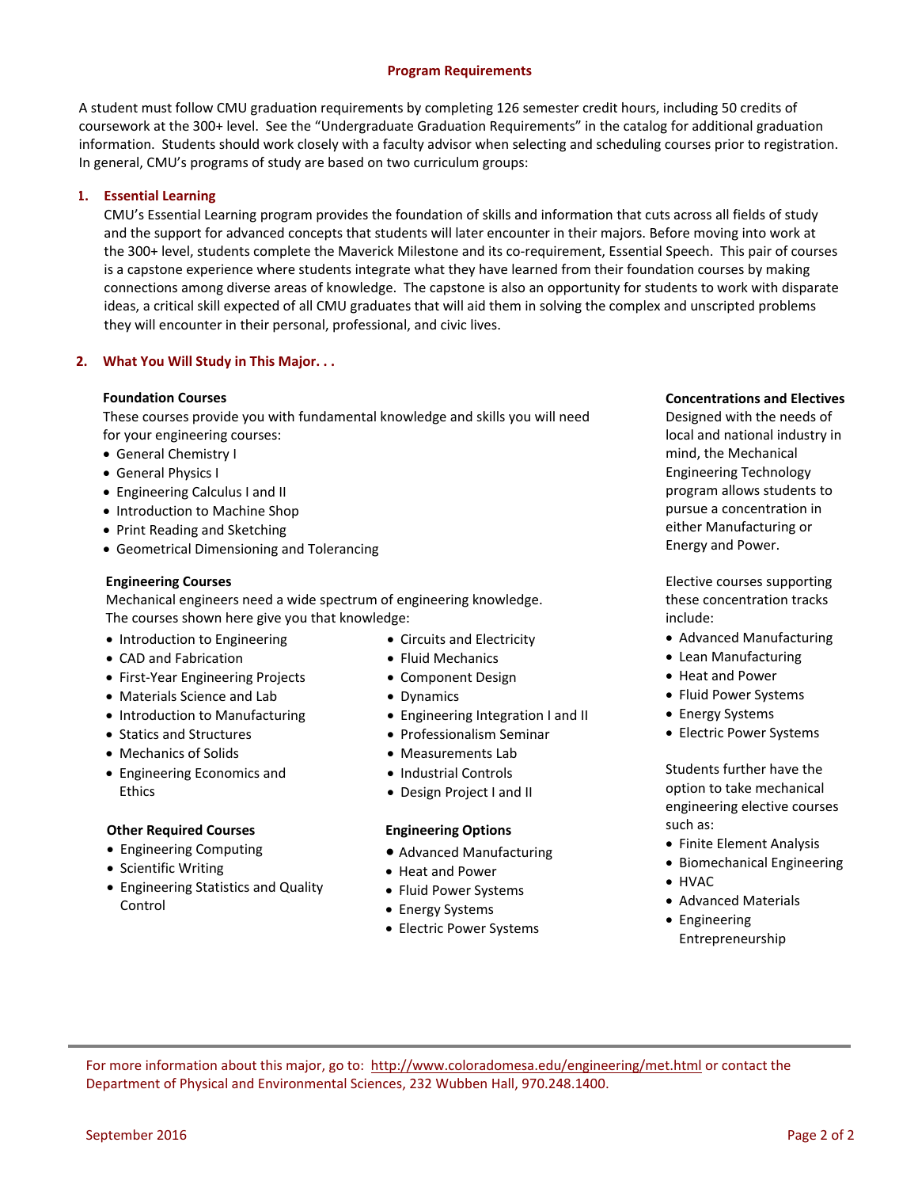## Program Requirements

A student must follow CMU graduation requirements by completing 126 semester credit hours, including 50 credits of coursework at the 300+ level. See the "Undergraduate Graduation Requirements" in the catalog for additional graduation information. Students should work closely with a faculty advisor when selecting and scheduling courses prior to registration. In general, CMU's programs of study are based on two curriculum groups:

### 1. Essential Learning

CMU's Essential Learning program provides the foundation of skills and information that cuts across all fields of study and the support for advanced concepts that students will later encounter in their majors. Before moving into work at the 300+ level, students complete the Maverick Milestone and its co-requirement, Essential Speech. This pair of courses is a capstone experience where students integrate what they have learned from their foundation courses by making connections among diverse areas of knowledge. The capstone is also an opportunity for students to work with disparate ideas, a critical skill expected of all CMU graduates that will aid them in solving the complex and unscripted problems they will encounter in their personal, professional, and civic lives.

### 2. What You Will Study in This Major. . .

**Foundation Courses**

These courses provide you with fundamental knowledge and skills you will need for your engineering courses:

- General Chemistry I
- General Physics I
- Engineering Calculus I and II
- Introduction to Machine Shop
- Print Reading and Sketching
- Geometrical Dimensioning and Tolerancing

**Engineering Courses**

Mechanical engineers need a wide spectrum of engineering knowledge. The courses shown here give you that knowledge:

- Introduction to Engineering
- CAD and Fabrication
- First-Year Engineering Projects
- Materials Science and Lab
- Introduction to Manufacturing
- Statics and Structures
- Mechanics of Solids
- Engineering Economics and Ethics
- Circuits and Electricity
- Fluid Mechanics
- Component Design
- Dynamics
- Engineering Integration I and II
- Professionalism Seminar
- Measurements Lab
- Industrial Controls
- Design Project I and II

**Other Required Courses**

- Engineering Computing
- Scientific Writing
- Engineering Statistics and Quality Control

**Engineering Options**

- Advanced Manufacturing
- Heat and Power
- Fluid Power Systems
- Energy Systems
- Electric Power Systems

**Concentrations and Electives**

Designed with the needs of local and national industry in mind, the Mechanical Engineering Technology program allows students to pursue a concentration in either Manufacturing or Energy and Power.

Elective courses supporting these concentration tracks include:

- Advanced Manufacturing
- Lean Manufacturing
- Heat and Power
- Fluid Power Systems
- Energy Systems
- Electric Power Systems

Students further have the option to take mechanical engineering elective courses such as:

- Finite Element Analysis
- Biomechanical Engineering
- HVAC
- Advanced Materials
- Engineering Entrepreneurship

---

For more information about this major, go to: http://www.coloradomesa.edu/engineering/met.html or contact the Department of Physical and Environmental Sciences, 232 Wubben Hall, 970.248.1400.

September 2016